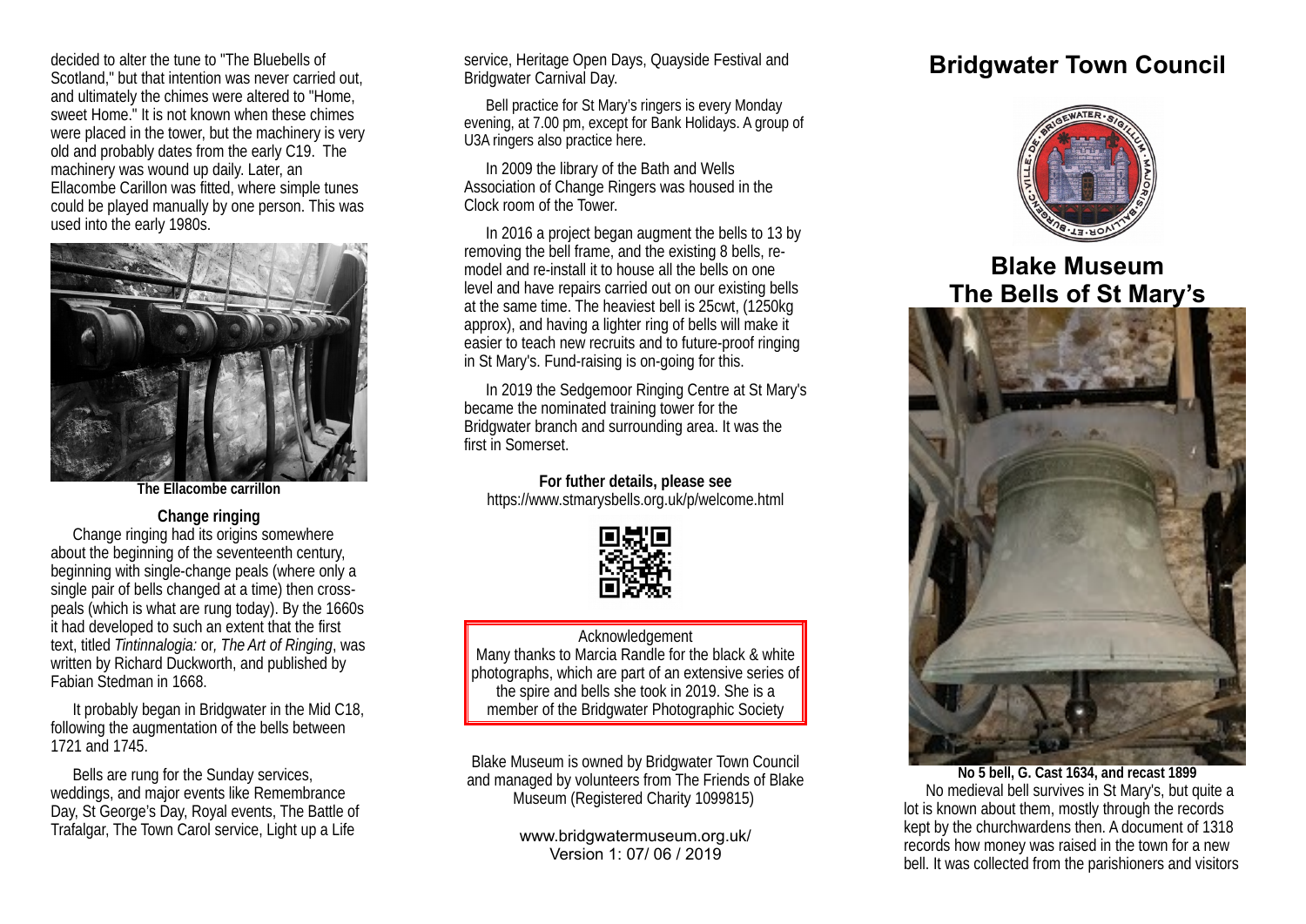decided to alter the tune to "The Bluebells of Scotland," but that intention was never carried out, and ultimately the chimes were altered to "Home, sweet Home." It is not known when these chimes were placed in the tower, but the machinery is very old and probably dates from the early C19. The machinery was wound up daily. Later, an Ellacombe Carillon was fitted, where simple tunes could be played manually by one person. This was used into the early 1980s.

**The Ellacombe carrillon**

### Change ringing

Change ringing had its origins somewhere about the beginning of the seventeenth century, beginning with single-change peals (where only a single pair of bells changed at a time) then cross-peals (which is what are rung today). By the 1660s it had developed to such an extent that the first text, titled *Tintinnalogia:* or*, The Art of Ringing*, was written by Richard Duckworth, and published by Fabian Stedman in 1668.

It probably began in Bridgwater in the Mid C18, following the augmentation of the bells between 1721 and 1745.

Bells are rung for the Sunday services, weddings, and major events like Remembrance Day, St George's Day, Royal events, The Battle of Trafalgar, The Town Carol service, Light up a Life service, Heritage Open Days, Quayside Festival and Bridgwater Carnival Day.

Bell practice for St Mary's ringers is every Monday evening, at 7.00 pm, except for Bank Holidays. A group of U3A ringers also practice here.

In 2009 the library of the Bath and Wells Association of Change Ringers was housed in the Clock room of the Tower.

In 2016 a project began augment the bells to 13 by removing the bell frame, and the existing 8 bells, re-model and re-install it to house all the bells on one level and have repairs carried out on our existing bells at the same time. The heaviest bell is 25cwt, (1250kg approx), and having a lighter ring of bells will make it easier to teach new recruits and to future-proof ringing in St Mary's. Fund-raising is on-going for this.

In 2019 the Sedgemoor Ringing Centre at St Mary's became the nominated training tower for the Bridgwater branch and surrounding area. It was the first in Somerset.

**For futher details, please see**
https://www.stmarysbells.org.uk/p/welcome.html

Acknowledgement
Many thanks to Marcia Randle for the black & white photographs, which are part of an extensive series of the spire and bells she took in 2019. She is a member of the Bridgwater Photographic Society

Blake Museum is owned by Bridgwater Town Council and managed by volunteers from The Friends of Blake Museum (Registered Charity 1099815)

www.bridgwatermuseum.org.uk/
Version 1: 07/ 06 / 2019

# Bridgwater Town Council

## Blake Museum
## The Bells of St Mary's

**No 5 bell, G. Cast 1634, and recast 1899**

No medieval bell survives in St Mary's, but quite a lot is known about them, mostly through the records kept by the churchwardens then. A document of 1318 records how money was raised in the town for a new bell. It was collected from the parishioners and visitors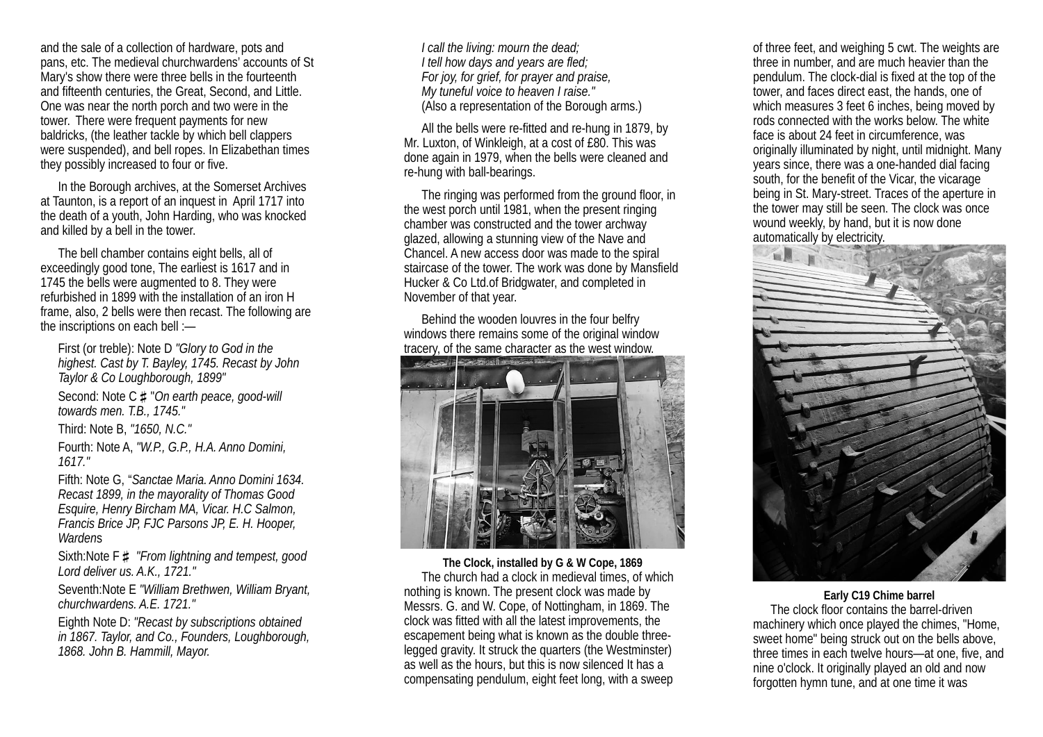and the sale of a collection of hardware, pots and pans, etc. The medieval churchwardens' accounts of St Mary's show there were three bells in the fourteenth and fifteenth centuries, the Great, Second, and Little. One was near the north porch and two were in the tower. There were frequent payments for new baldricks, (the leather tackle by which bell clappers were suspended), and bell ropes. In Elizabethan times they possibly increased to four or five.

In the Borough archives, at the Somerset Archives at Taunton, is a report of an inquest in April 1717 into the death of a youth, John Harding, who was knocked and killed by a bell in the tower.

The bell chamber contains eight bells, all of exceedingly good tone, The earliest is 1617 and in 1745 the bells were augmented to 8. They were refurbished in 1899 with the installation of an iron H frame, also, 2 bells were then recast. The following are the inscriptions on each bell :—

First (or treble): Note D *"Glory to God in the highest. Cast by T. Bayley, 1745. Recast by John Taylor & Co Loughborough, 1899"*

Second: Note C ♯ "*On earth peace, good-will towards men. T.B., 1745."*

Third: Note B, *"1650, N.C."*

Fourth: Note A, *"W.P., G.P., H.A. Anno Domini, 1617."*

Fifth: Note G, "*Sanctae Maria. Anno Domini 1634. Recast 1899, in the mayorality of Thomas Good Esquire, Henry Bircham MA, Vicar. H.C Salmon, Francis Brice JP, FJC Parsons JP, E. H. Hooper, Warden*s

Sixth:Note F ♯ *"From lightning and tempest, good Lord deliver us. A.K., 1721."*

Seventh:Note E *"William Brethwen, William Bryant, churchwardens. A.E. 1721."*

Eighth Note D: *"Recast by subscriptions obtained in 1867. Taylor, and Co., Founders, Loughborough, 1868. John B. Hammill, Mayor.*

*I call the living: mourn the dead;*
*I tell how days and years are fled;*
*For joy, for grief, for prayer and praise,*
*My tuneful voice to heaven I raise."*
(Also a representation of the Borough arms.)

All the bells were re-fitted and re-hung in 1879, by Mr. Luxton, of Winkleigh, at a cost of £80. This was done again in 1979, when the bells were cleaned and re-hung with ball-bearings.

The ringing was performed from the ground floor, in the west porch until 1981, when the present ringing chamber was constructed and the tower archway glazed, allowing a stunning view of the Nave and Chancel. A new access door was made to the spiral staircase of the tower. The work was done by Mansfield Hucker & Co Ltd.of Bridgwater, and completed in November of that year.

Behind the wooden louvres in the four belfry windows there remains some of the original window tracery, of the same character as the west window.

**The Clock, installed by G & W Cope, 1869**

The church had a clock in medieval times, of which nothing is known. The present clock was made by Messrs. G. and W. Cope, of Nottingham, in 1869. The clock was fitted with all the latest improvements, the escapement being what is known as the double three-legged gravity. It struck the quarters (the Westminster) as well as the hours, but this is now silenced It has a compensating pendulum, eight feet long, with a sweep of three feet, and weighing 5 cwt. The weights are three in number, and are much heavier than the pendulum. The clock-dial is fixed at the top of the tower, and faces direct east, the hands, one of which measures 3 feet 6 inches, being moved by rods connected with the works below. The white face is about 24 feet in circumference, was originally illuminated by night, until midnight. Many years since, there was a one-handed dial facing south, for the benefit of the Vicar, the vicarage being in St. Mary-street. Traces of the aperture in the tower may still be seen. The clock was once wound weekly, by hand, but it is now done automatically by electricity.

**Early C19 Chime barrel**

The clock floor contains the barrel-driven machinery which once played the chimes, "Home, sweet home" being struck out on the bells above, three times in each twelve hours—at one, five, and nine o'clock. It originally played an old and now forgotten hymn tune, and at one time it was